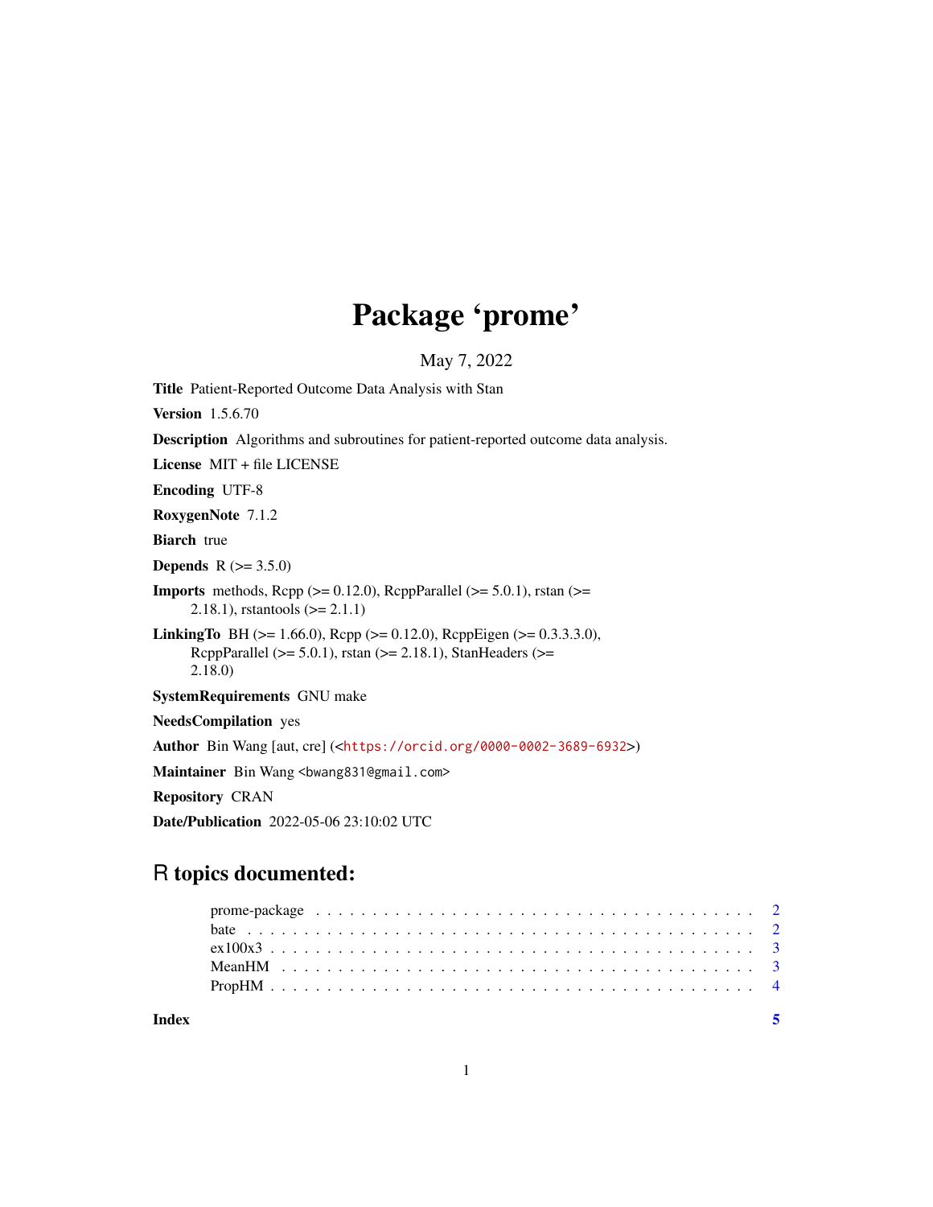# Package 'prome'

May 7, 2022

**Title** Patient-Reported Outcome Data Analysis with Stan

**Version** 1.5.6.70

**Description** Algorithms and subroutines for patient-reported outcome data analysis.

**License** MIT + file LICENSE

**Encoding** UTF-8

**RoxygenNote** 7.1.2

**Biarch** true

**Depends** R (>= 3.5.0)

**Imports** methods, Rcpp (>= 0.12.0), RcppParallel (>= 5.0.1), rstan (>= 2.18.1), rstantools (>= 2.1.1)

**LinkingTo** BH (>= 1.66.0), Rcpp (>= 0.12.0), RcppEigen (>= 0.3.3.3.0), RcppParallel (>= 5.0.1), rstan (>= 2.18.1), StanHeaders (>= 2.18.0)

**SystemRequirements** GNU make

**NeedsCompilation** yes

**Author** Bin Wang [aut, cre] (<https://orcid.org/0000-0002-3689-6932>)

**Maintainer** Bin Wang <bwang831@gmail.com>

**Repository** CRAN

**Date/Publication** 2022-05-06 23:10:02 UTC

## R topics documented:

- prome-package . . . . . . . . . . 2
- bate . . . . . . . . . . 2
- ex100x3 . . . . . . . . . . 3
- MeanHM . . . . . . . . . . 3
- PropHM . . . . . . . . . . 4

**Index** 5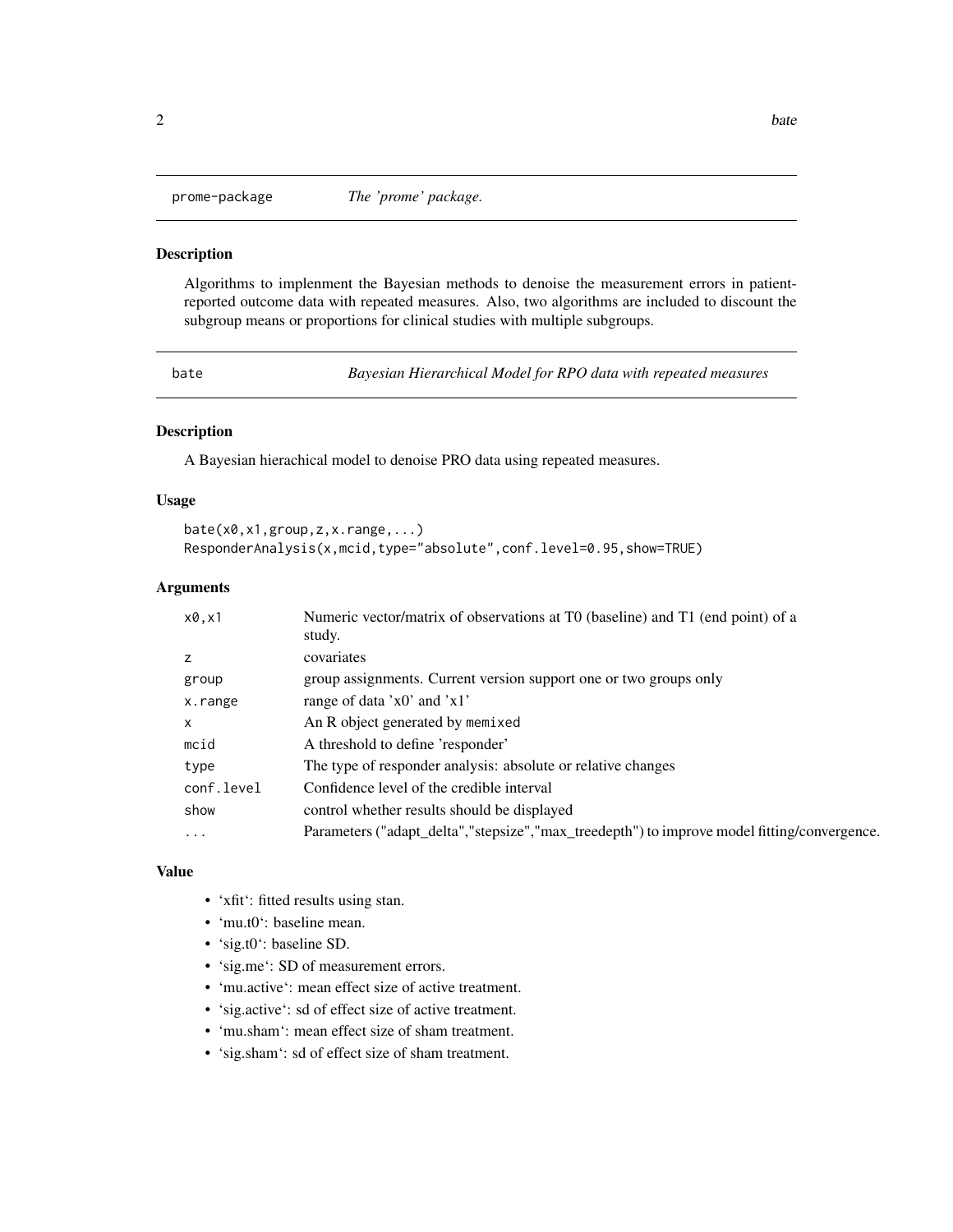## prome-package — *The 'prome' package.*

### Description

Algorithms to implenment the Bayesian methods to denoise the measurement errors in patient-reported outcome data with repeated measures. Also, two algorithms are included to discount the subgroup means or proportions for clinical studies with multiple subgroups.

## bate — *Bayesian Hierarchical Model for RPO data with repeated measures*

### Description

A Bayesian hierachical model to denoise PRO data using repeated measures.

### Usage

```
bate(x0,x1,group,z,x.range,...)
ResponderAnalysis(x,mcid,type="absolute",conf.level=0.95,show=TRUE)
```

### Arguments

| | |
|---|---|
| x0,x1 | Numeric vector/matrix of observations at T0 (baseline) and T1 (end point) of a study. |
| z | covariates |
| group | group assignments. Current version support one or two groups only |
| x.range | range of data 'x0' and 'x1' |
| x | An R object generated by memixed |
| mcid | A threshold to define 'responder' |
| type | The type of responder analysis: absolute or relative changes |
| conf.level | Confidence level of the credible interval |
| show | control whether results should be displayed |
| ... | Parameters ("adapt_delta","stepsize","max_treedepth") to improve model fitting/convergence. |

### Value

- 'xfit': fitted results using stan.
- 'mu.t0': baseline mean.
- 'sig.t0': baseline SD.
- 'sig.me': SD of measurement errors.
- 'mu.active': mean effect size of active treatment.
- 'sig.active': sd of effect size of active treatment.
- 'mu.sham': mean effect size of sham treatment.
- 'sig.sham': sd of effect size of sham treatment.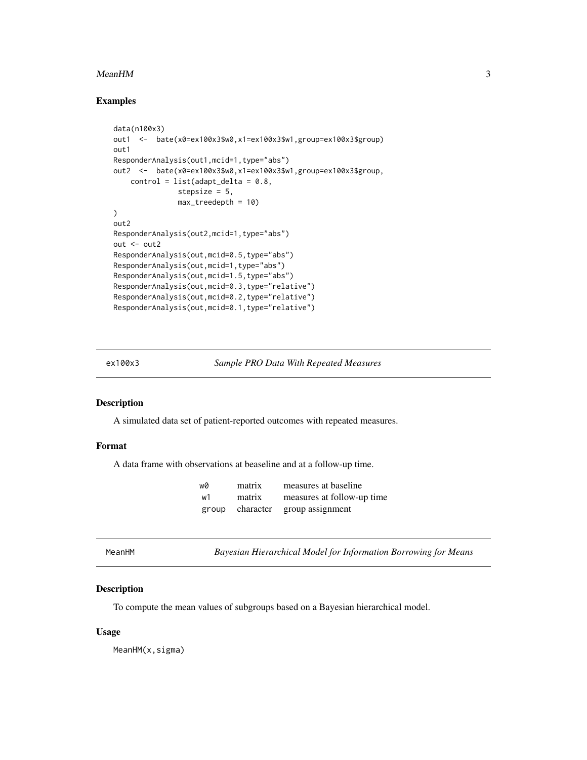## Examples

```
data(n100x3)
out1  <-  bate(x0=ex100x3$w0,x1=ex100x3$w1,group=ex100x3$group)
out1
ResponderAnalysis(out1,mcid=1,type="abs")
out2  <-  bate(x0=ex100x3$w0,x1=ex100x3$w1,group=ex100x3$group,
    control = list(adapt_delta = 0.8,
               stepsize = 5,
               max_treedepth = 10)
)
out2
ResponderAnalysis(out2,mcid=1,type="abs")
out <- out2
ResponderAnalysis(out,mcid=0.5,type="abs")
ResponderAnalysis(out,mcid=1,type="abs")
ResponderAnalysis(out,mcid=1.5,type="abs")
ResponderAnalysis(out,mcid=0.3,type="relative")
ResponderAnalysis(out,mcid=0.2,type="relative")
ResponderAnalysis(out,mcid=0.1,type="relative")
```

---

`ex100x3` *Sample PRO Data With Repeated Measures*

---

### Description

A simulated data set of patient-reported outcomes with repeated measures.

### Format

A data frame with observations at beaseline and at a follow-up time.

| | | |
|---|---|---|
| `w0` | matrix | measures at baseline |
| `w1` | matrix | measures at follow-up time |
| `group` | character | group assignment |

---

`MeanHM` *Bayesian Hierarchical Model for Information Borrowing for Means*

---

### Description

To compute the mean values of subgroups based on a Bayesian hierarchical model.

### Usage

```
MeanHM(x,sigma)
```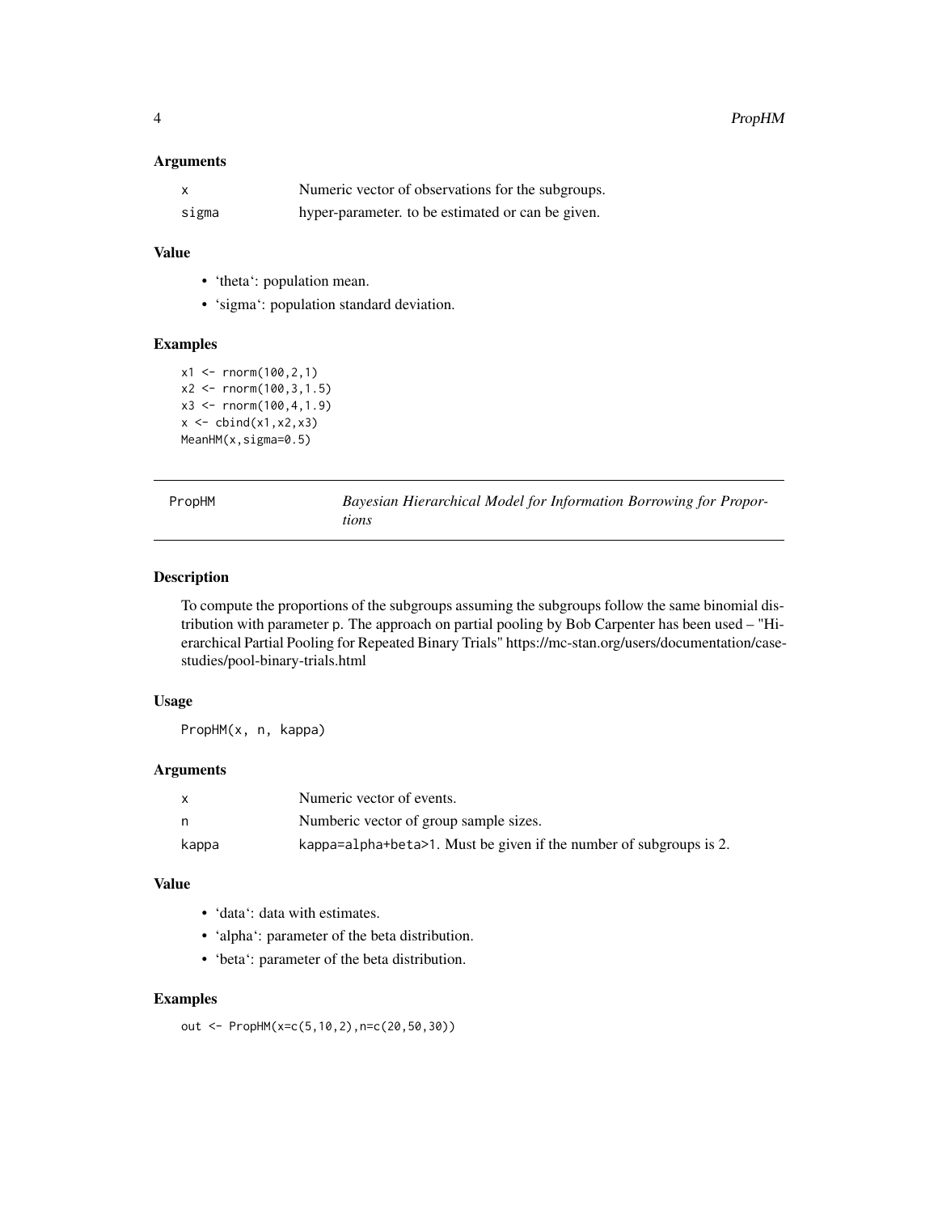### Arguments

| | |
|---|---|
| x | Numeric vector of observations for the subgroups. |
| sigma | hyper-parameter. to be estimated or can be given. |

### Value

- 'theta': population mean.
- 'sigma': population standard deviation.

### Examples

```
x1 <- rnorm(100,2,1)
x2 <- rnorm(100,3,1.5)
x3 <- rnorm(100,4,1.9)
x <- cbind(x1,x2,x3)
MeanHM(x,sigma=0.5)
```

---

## PropHM — *Bayesian Hierarchical Model for Information Borrowing for Proportions*

---

### Description

To compute the proportions of the subgroups assuming the subgroups follow the same binomial distribution with parameter p. The approach on partial pooling by Bob Carpenter has been used – "Hierarchical Partial Pooling for Repeated Binary Trials" https://mc-stan.org/users/documentation/case-studies/pool-binary-trials.html

### Usage

```
PropHM(x, n, kappa)
```

### Arguments

| | |
|---|---|
| x | Numeric vector of events. |
| n | Numberic vector of group sample sizes. |
| kappa | kappa=alpha+beta>1. Must be given if the number of subgroups is 2. |

### Value

- 'data': data with estimates.
- 'alpha': parameter of the beta distribution.
- 'beta': parameter of the beta distribution.

### Examples

```
out <- PropHM(x=c(5,10,2),n=c(20,50,30))
```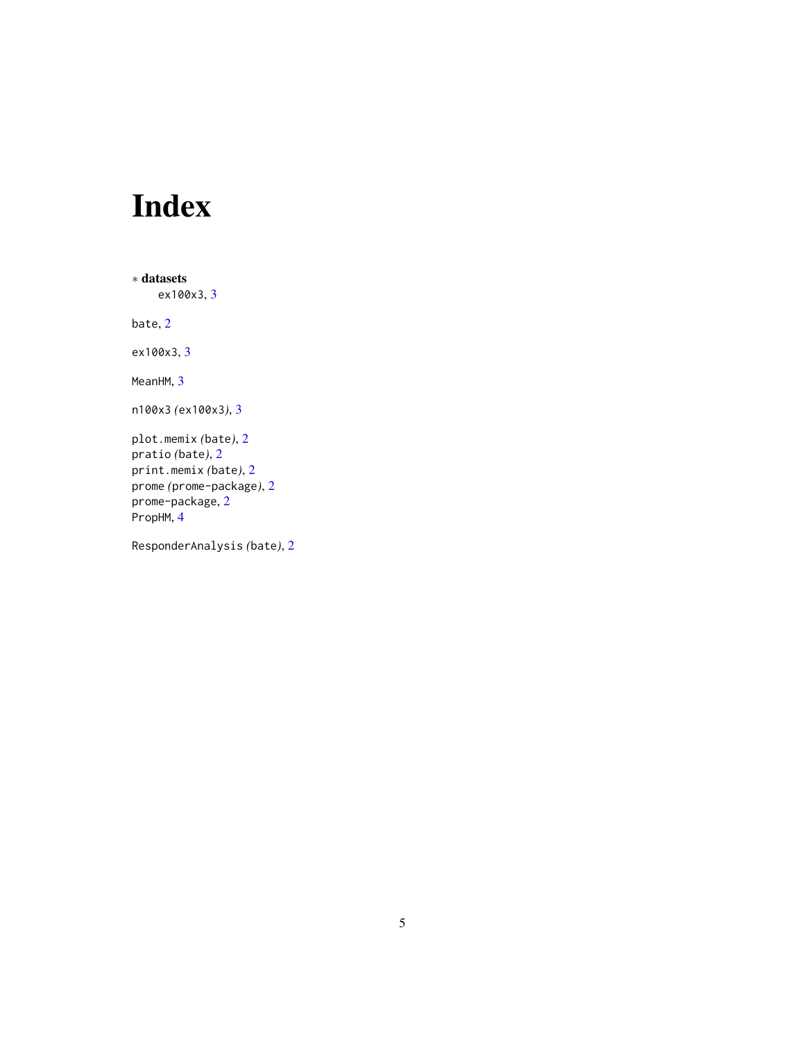# Index

∗ **datasets**
    ex100x3, 3

bate, 2

ex100x3, 3

MeanHM, 3

n100x3 *(*ex100x3*)*, 3

plot.memix *(*bate*)*, 2
pratio *(*bate*)*, 2
print.memix *(*bate*)*, 2
prome *(*prome-package*)*, 2
prome-package, 2
PropHM, 4

ResponderAnalysis *(*bate*)*, 2